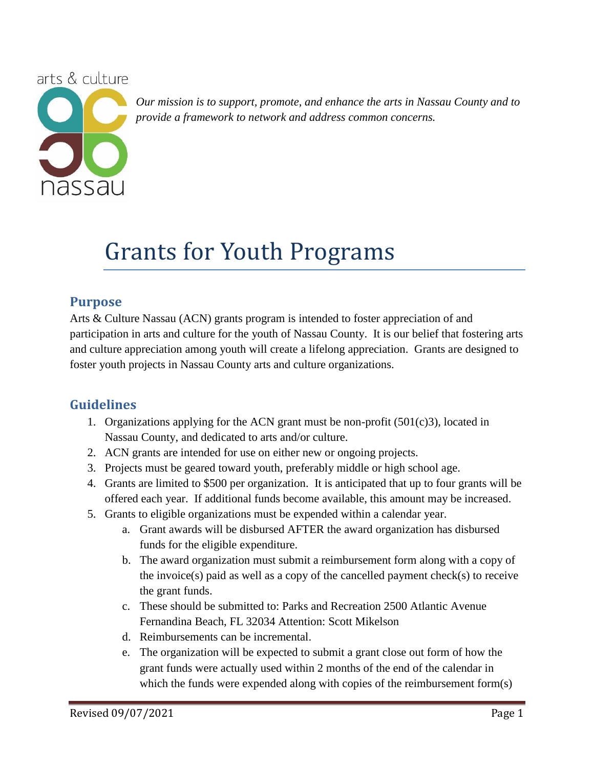arts & culture nassau

*Our mission is to support, promote, and enhance the arts in Nassau County and to provide a framework to network and address common concerns.*

# Grants for Youth Programs

## Purpose

Arts & Culture Nassau (ACN) grants program is intended to foster appreciation of and participation in arts and culture for the youth of Nassau County. It is our belief that fostering arts and culture appreciation among youth will create a lifelong appreciation. Grants are designed to foster youth projects in Nassau County arts and culture organizations.

## Guidelines

1. Organizations applying for the ACN grant must be non-profit (501(c)3), located in Nassau County, and dedicated to arts and/or culture.
2. ACN grants are intended for use on either new or ongoing projects.
3. Projects must be geared toward youth, preferably middle or high school age.
4. Grants are limited to $500 per organization. It is anticipated that up to four grants will be offered each year. If additional funds become available, this amount may be increased.
5. Grants to eligible organizations must be expended within a calendar year.
   a. Grant awards will be disbursed AFTER the award organization has disbursed funds for the eligible expenditure.
   b. The award organization must submit a reimbursement form along with a copy of the invoice(s) paid as well as a copy of the cancelled payment check(s) to receive the grant funds.
   c. These should be submitted to: Parks and Recreation 2500 Atlantic Avenue Fernandina Beach, FL 32034 Attention: Scott Mikelson
   d. Reimbursements can be incremental.
   e. The organization will be expected to submit a grant close out form of how the grant funds were actually used within 2 months of the end of the calendar in which the funds were expended along with copies of the reimbursement form(s)

Revised 09/07/2021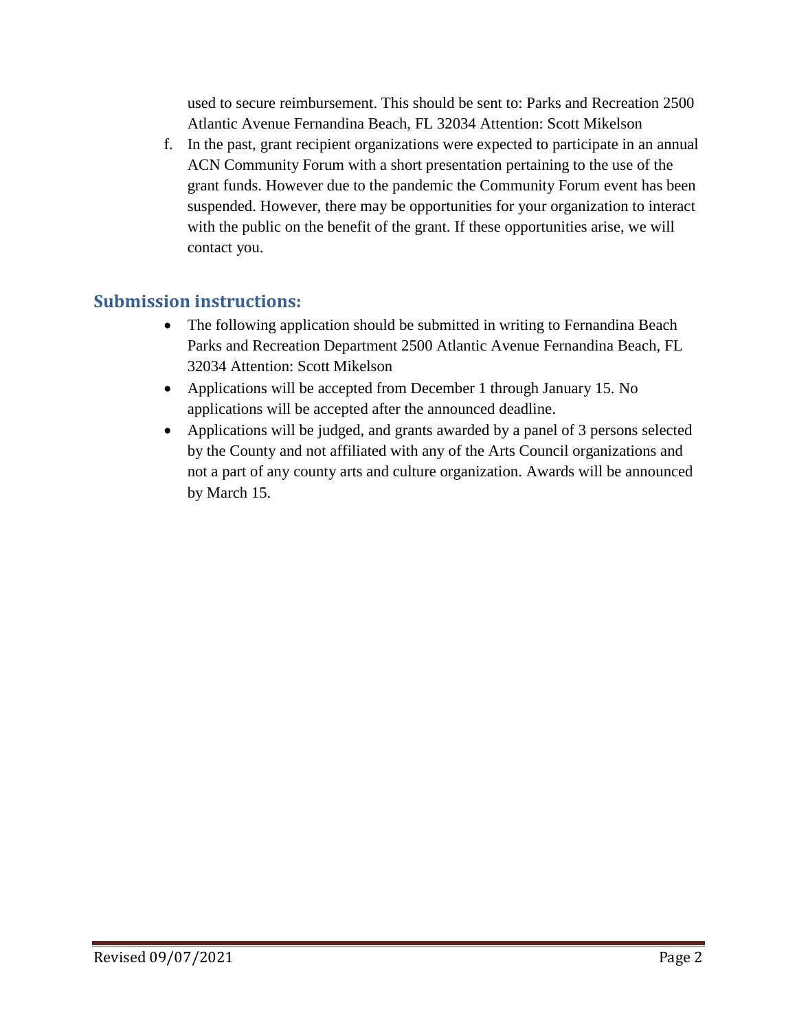used to secure reimbursement. This should be sent to: Parks and Recreation 2500 Atlantic Avenue Fernandina Beach, FL 32034 Attention: Scott Mikelson

f. In the past, grant recipient organizations were expected to participate in an annual ACN Community Forum with a short presentation pertaining to the use of the grant funds. However due to the pandemic the Community Forum event has been suspended. However, there may be opportunities for your organization to interact with the public on the benefit of the grant. If these opportunities arise, we will contact you.

## Submission instructions:

- The following application should be submitted in writing to Fernandina Beach Parks and Recreation Department 2500 Atlantic Avenue Fernandina Beach, FL 32034 Attention: Scott Mikelson
- Applications will be accepted from December 1 through January 15. No applications will be accepted after the announced deadline.
- Applications will be judged, and grants awarded by a panel of 3 persons selected by the County and not affiliated with any of the Arts Council organizations and not a part of any county arts and culture organization. Awards will be announced by March 15.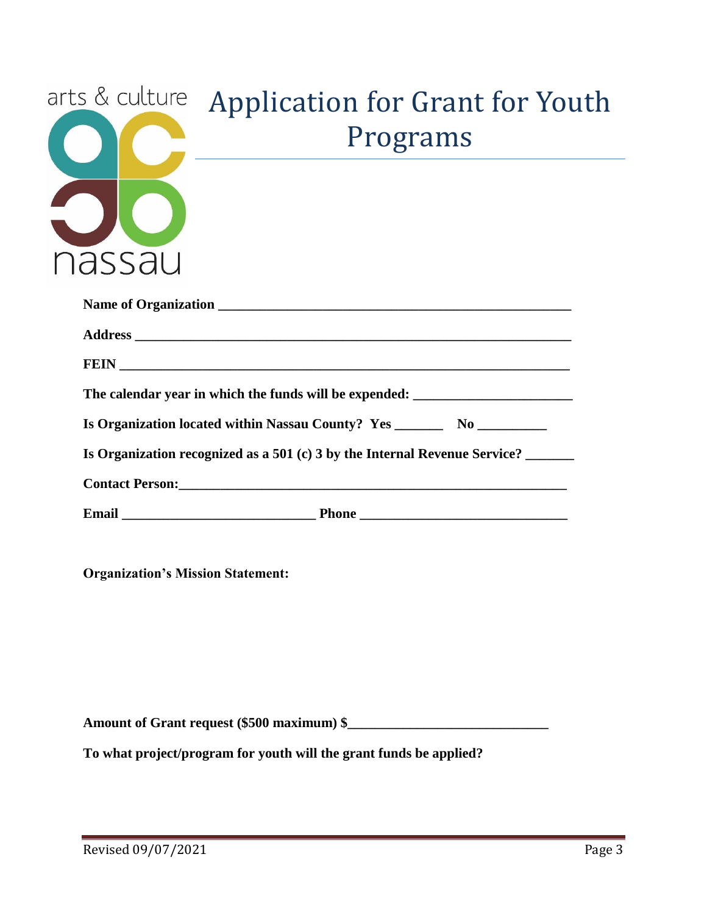arts & culture nassau

# Application for Grant for Youth Programs

**Name of Organization** ______________________________________________________

**Address** ___________________________________________________________________

**FEIN** ______________________________________________________________________

**The calendar year in which the funds will be expended:** _______________________

**Is Organization located within Nassau County? Yes** _______ **No** __________

**Is Organization recognized as a 501 (c) 3 by the Internal Revenue Service?** _______

**Contact Person:**___________________________________________________________

**Email** ____________________________ **Phone** ______________________________

**Organization's Mission Statement:**

**Amount of Grant request ($500 maximum) $**_____________________________

**To what project/program for youth will the grant funds be applied?**

Revised 09/07/2021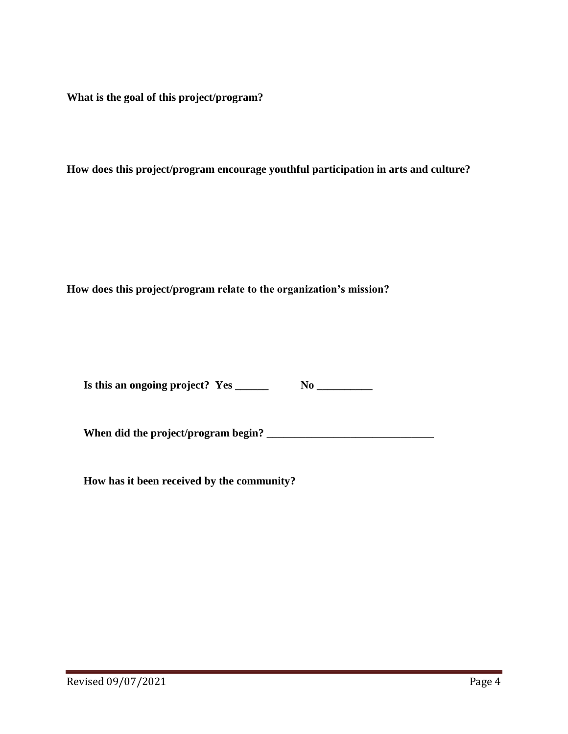**What is the goal of this project/program?**

**How does this project/program encourage youthful participation in arts and culture?**

**How does this project/program relate to the organization's mission?**

**Is this an ongoing project? Yes ______ No __________**

**When did the project/program begin?** ______________________________

**How has it been received by the community?**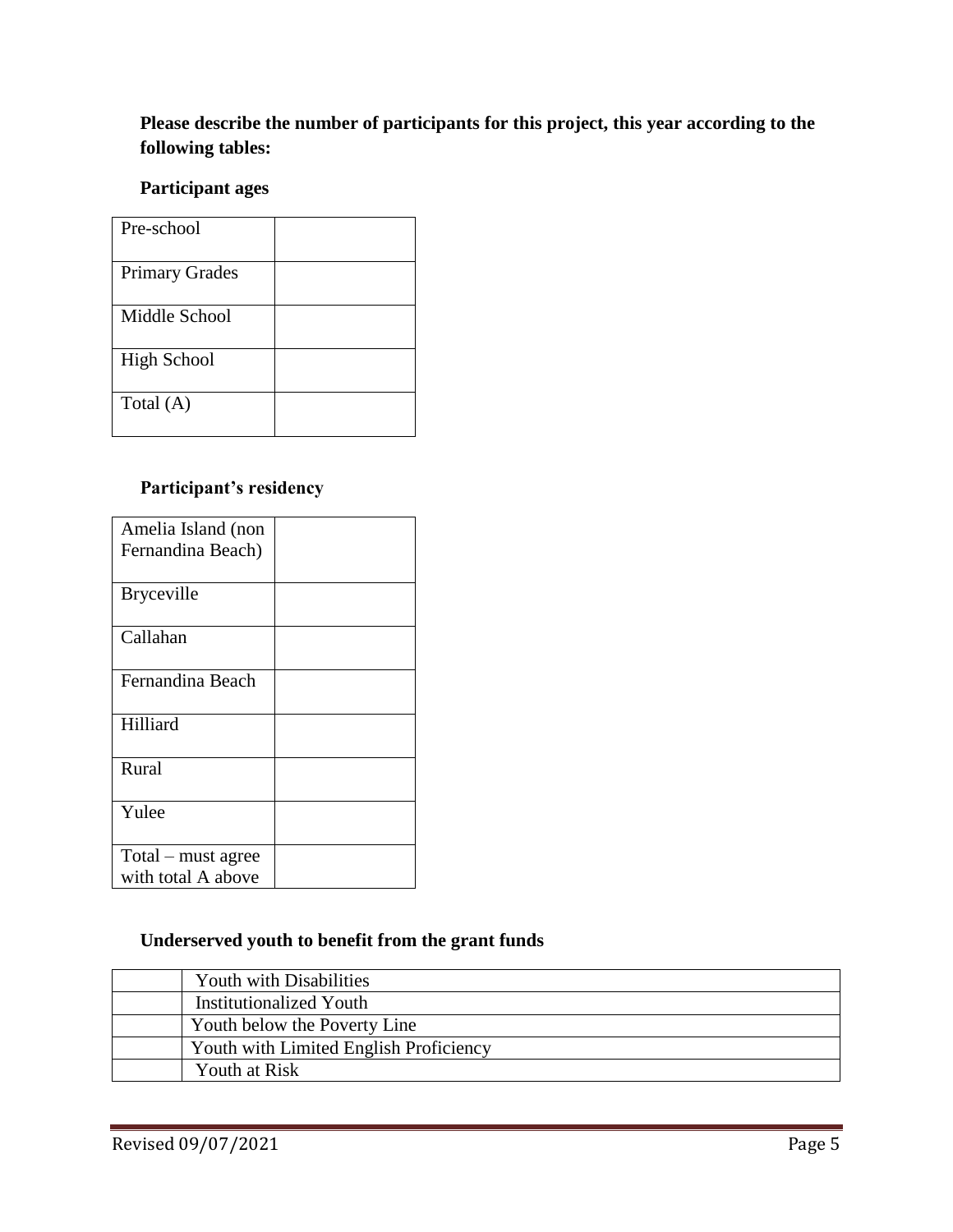**Please describe the number of participants for this project, this year according to the following tables:**

**Participant ages**

| | |
|---|---|
| Pre-school | |
| Primary Grades | |
| Middle School | |
| High School | |
| Total (A) | |

**Participant's residency**

| | |
|---|---|
| Amelia Island (non Fernandina Beach) | |
| Bryceville | |
| Callahan | |
| Fernandina Beach | |
| Hilliard | |
| Rural | |
| Yulee | |
| Total – must agree with total A above | |

**Underserved youth to benefit from the grant funds**

| | |
|---|---|
| | Youth with Disabilities |
| | Institutionalized Youth |
| | Youth below the Poverty Line |
| | Youth with Limited English Proficiency |
| | Youth at Risk |

Revised 09/07/2021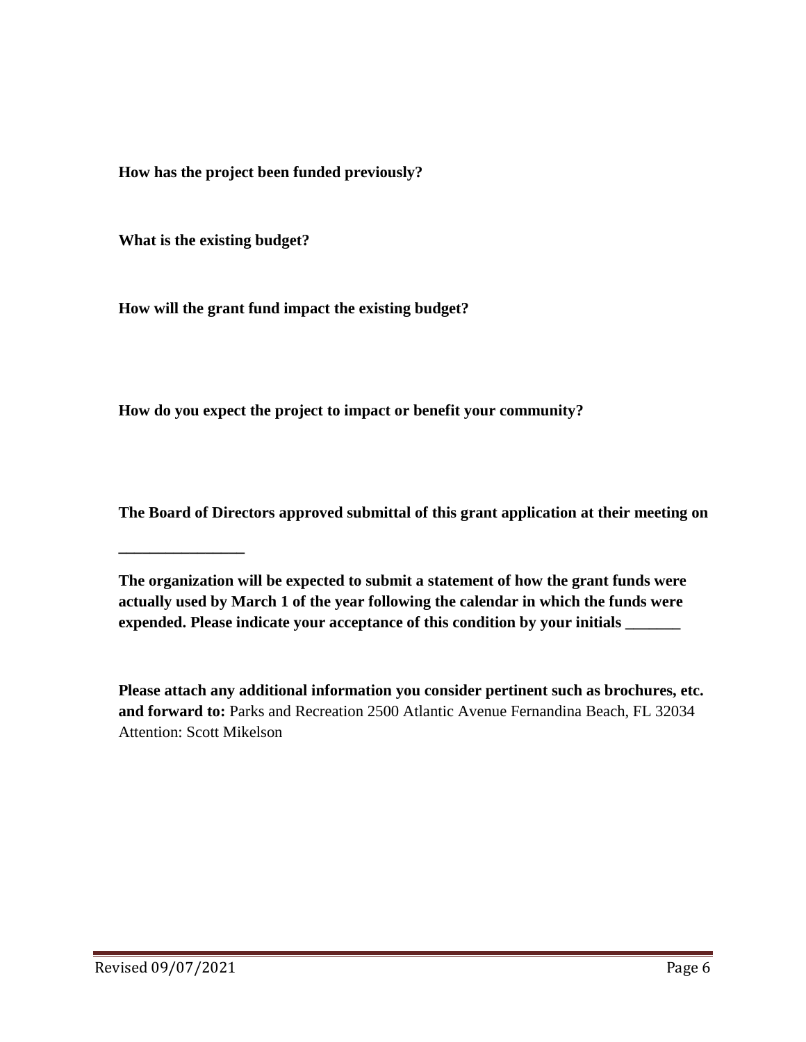**How has the project been funded previously?**

**What is the existing budget?**

**How will the grant fund impact the existing budget?**

**How do you expect the project to impact or benefit your community?**

**The Board of Directors approved submittal of this grant application at their meeting on**

**________________**

**The organization will be expected to submit a statement of how the grant funds were actually used by March 1 of the year following the calendar in which the funds were expended. Please indicate your acceptance of this condition by your initials _______**

**Please attach any additional information you consider pertinent such as brochures, etc. and forward to:** Parks and Recreation 2500 Atlantic Avenue Fernandina Beach, FL 32034 Attention: Scott Mikelson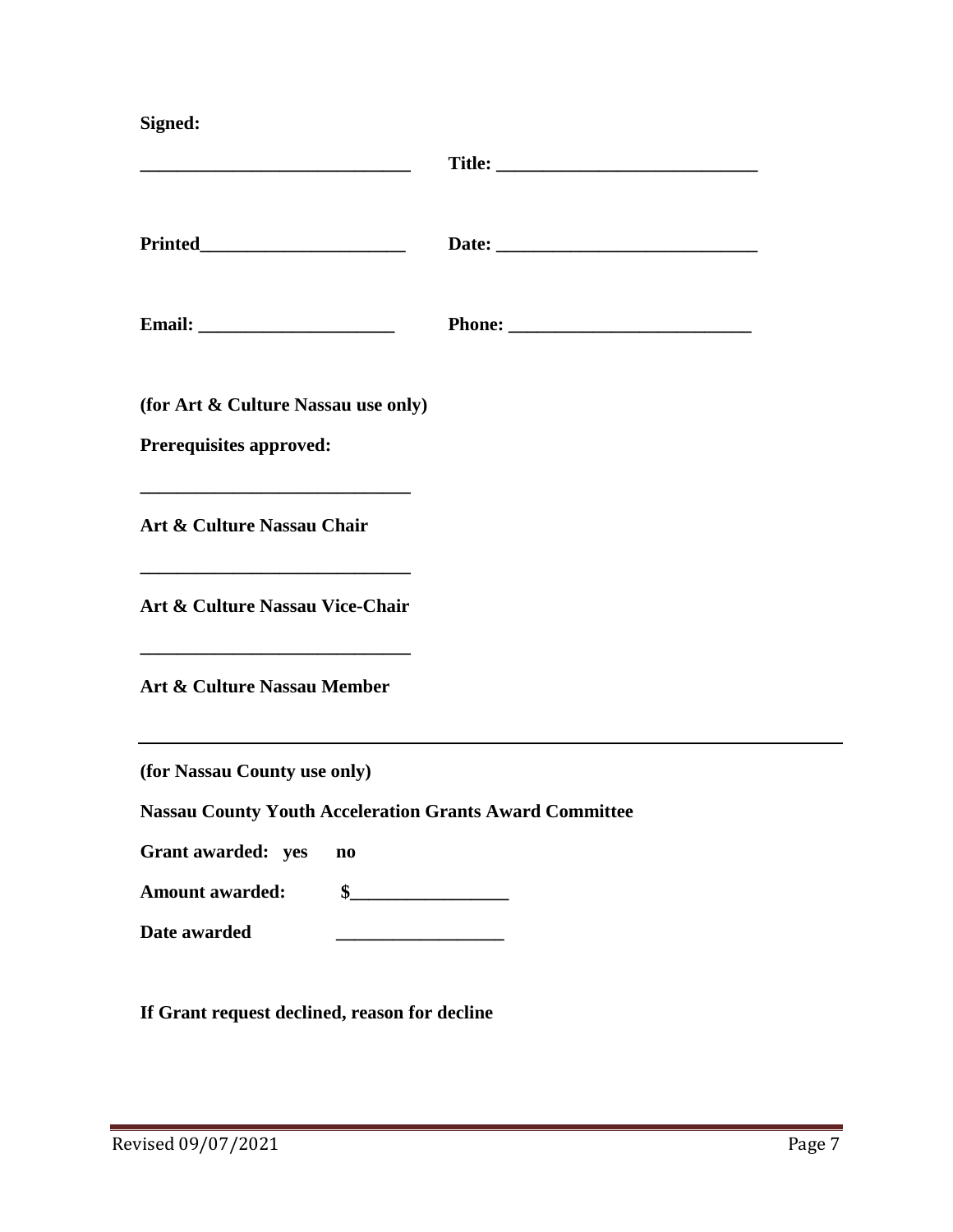**Signed:**

**_____________________________** **Title: ____________________________**

**Printed______________________** **Date: ____________________________**

**Email: _____________________** **Phone: __________________________**

**(for Art & Culture Nassau use only)**

**Prerequisites approved:**

**_____________________________**

**Art & Culture Nassau Chair**

**_____________________________**

**Art & Culture Nassau Vice-Chair**

**_____________________________**

**Art & Culture Nassau Member**

---

**(for Nassau County use only)**

**Nassau County Youth Acceleration Grants Award Committee**

**Grant awarded: yes no**

**Amount awarded: $_________________**

**Date awarded __________________**

**If Grant request declined, reason for decline**